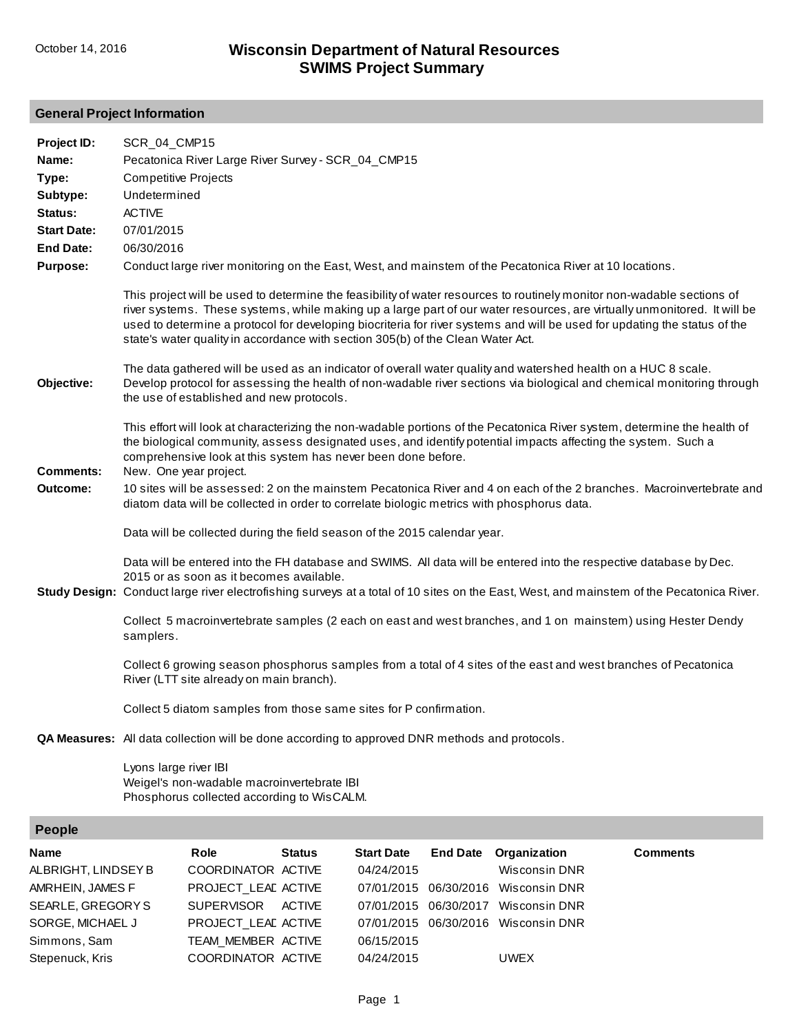October 14, 2016

# Wisconsin Department of Natural Resources
# SWIMS Project Summary

## General Project Information

**Project ID:** SCR_04_CMP15

**Name:** Pecatonica River Large River Survey - SCR_04_CMP15

**Type:** Competitive Projects

**Subtype:** Undetermined

**Status:** ACTIVE

**Start Date:** 07/01/2015

**End Date:** 06/30/2016

**Purpose:** Conduct large river monitoring on the East, West, and mainstem of the Pecatonica River at 10 locations.

This project will be used to determine the feasibility of water resources to routinely monitor non-wadable sections of river systems. These systems, while making up a large part of our water resources, are virtually unmonitored. It will be used to determine a protocol for developing biocriteria for river systems and will be used for updating the status of the state's water quality in accordance with section 305(b) of the Clean Water Act.

The data gathered will be used as an indicator of overall water quality and watershed health on a HUC 8 scale.

**Objective:** Develop protocol for assessing the health of non-wadable river sections via biological and chemical monitoring through the use of established and new protocols.

This effort will look at characterizing the non-wadable portions of the Pecatonica River system, determine the health of the biological community, assess designated uses, and identify potential impacts affecting the system. Such a comprehensive look at this system has never been done before.

**Comments:** New. One year project.

**Outcome:** 10 sites will be assessed: 2 on the mainstem Pecatonica River and 4 on each of the 2 branches. Macroinvertebrate and diatom data will be collected in order to correlate biologic metrics with phosphorus data.

Data will be collected during the field season of the 2015 calendar year.

Data will be entered into the FH database and SWIMS. All data will be entered into the respective database by Dec. 2015 or as soon as it becomes available.

**Study Design:** Conduct large river electrofishing surveys at a total of 10 sites on the East, West, and mainstem of the Pecatonica River.

Collect 5 macroinvertebrate samples (2 each on east and west branches, and 1 on mainstem) using Hester Dendy samplers.

Collect 6 growing season phosphorus samples from a total of 4 sites of the east and west branches of Pecatonica River (LTT site already on main branch).

Collect 5 diatom samples from those same sites for P confirmation.

**QA Measures:** All data collection will be done according to approved DNR methods and protocols.

Lyons large river IBI
Weigel's non-wadable macroinvertebrate IBI
Phosphorus collected according to WisCALM.

## People

| Name | Role | Status | Start Date | End Date | Organization | Comments |
|---|---|---|---|---|---|---|
| ALBRIGHT, LINDSEY B | COORDINATOR | ACTIVE | 04/24/2015 | | Wisconsin DNR | |
| AMRHEIN, JAMES F | PROJECT_LEAD | ACTIVE | 07/01/2015 | 06/30/2016 | Wisconsin DNR | |
| SEARLE, GREGORY S | SUPERVISOR | ACTIVE | 07/01/2015 | 06/30/2017 | Wisconsin DNR | |
| SORGE, MICHAEL J | PROJECT_LEAD | ACTIVE | 07/01/2015 | 06/30/2016 | Wisconsin DNR | |
| Simmons, Sam | TEAM_MEMBER | ACTIVE | 06/15/2015 | | | |
| Stepenuck, Kris | COORDINATOR | ACTIVE | 04/24/2015 | | UWEX | |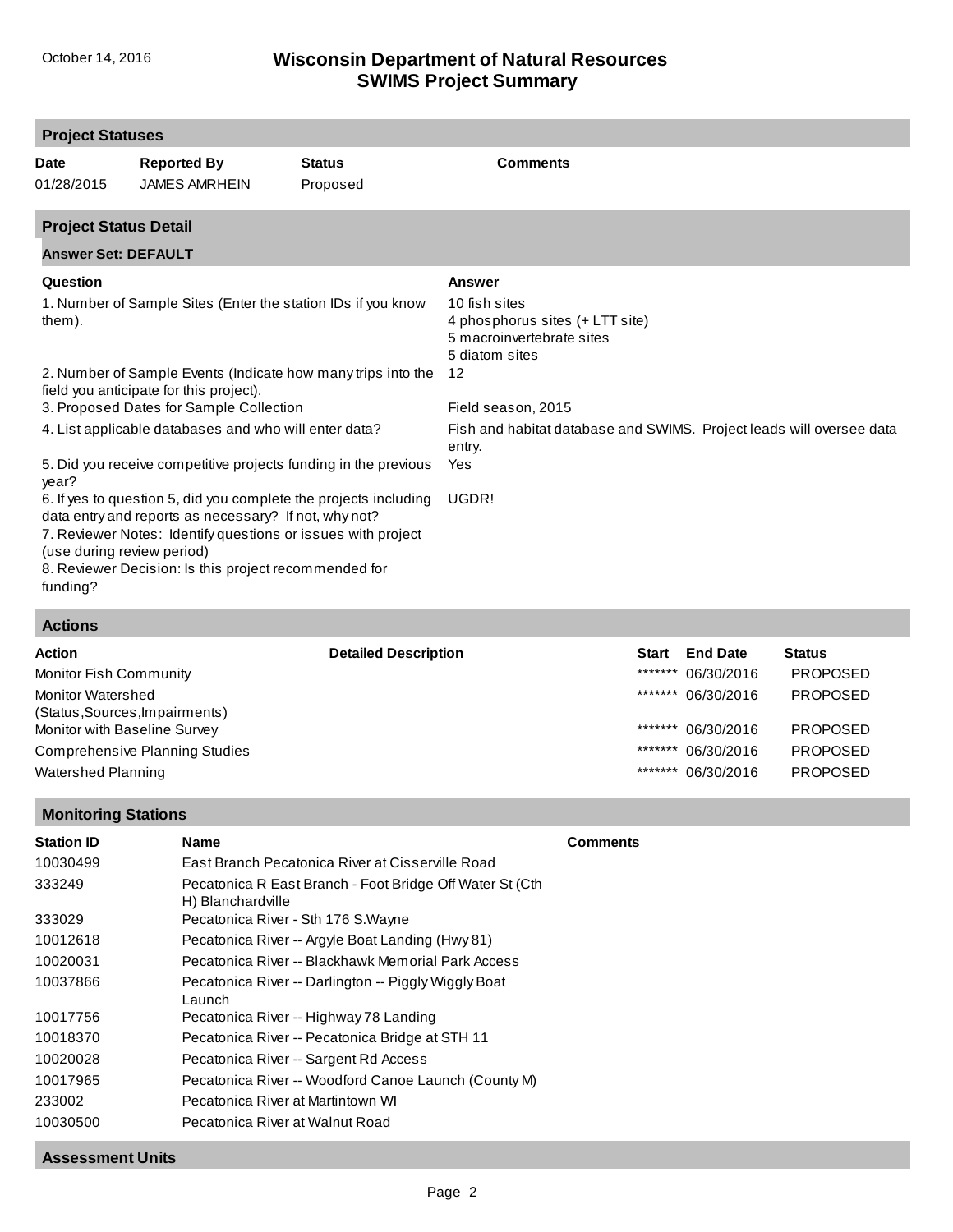## Project Statuses

| Date | Reported By | Status | Comments |
|---|---|---|---|
| 01/28/2015 | JAMES AMRHEIN | Proposed | |

## Project Status Detail

### Answer Set: DEFAULT

| Question | Answer |
|---|---|
| 1. Number of Sample Sites (Enter the station IDs if you know them). | 10 fish sites<br>4 phosphorus sites (+ LTT site)<br>5 macroinvertebrate sites<br>5 diatom sites |
| 2. Number of Sample Events (Indicate how many trips into the field you anticipate for this project). | 12 |
| 3. Proposed Dates for Sample Collection | Field season, 2015 |
| 4. List applicable databases and who will enter data? | Fish and habitat database and SWIMS. Project leads will oversee data entry. |
| 5. Did you receive competitive projects funding in the previous year? | Yes |
| 6. If yes to question 5, did you complete the projects including data entry and reports as necessary? If not, why not? | UGDR! |
| 7. Reviewer Notes: Identify questions or issues with project (use during review period) | |
| 8. Reviewer Decision: Is this project recommended for funding? | |

## Actions

| Action | Detailed Description | Start | End Date | Status |
|---|---|---|---|---|
| Monitor Fish Community | | ******* | 06/30/2016 | PROPOSED |
| Monitor Watershed (Status,Sources,Impairments) | | ******* | 06/30/2016 | PROPOSED |
| Monitor with Baseline Survey | | ******* | 06/30/2016 | PROPOSED |
| Comprehensive Planning Studies | | ******* | 06/30/2016 | PROPOSED |
| Watershed Planning | | ******* | 06/30/2016 | PROPOSED |

## Monitoring Stations

| Station ID | Name | Comments |
|---|---|---|
| 10030499 | East Branch Pecatonica River at Cisserville Road | |
| 333249 | Pecatonica R East Branch - Foot Bridge Off Water St (Cth H) Blanchardville | |
| 333029 | Pecatonica River - Sth 176 S.Wayne | |
| 10012618 | Pecatonica River -- Argyle Boat Landing (Hwy 81) | |
| 10020031 | Pecatonica River -- Blackhawk Memorial Park Access | |
| 10037866 | Pecatonica River -- Darlington -- Piggly Wiggly Boat Launch | |
| 10017756 | Pecatonica River -- Highway 78 Landing | |
| 10018370 | Pecatonica River -- Pecatonica Bridge at STH 11 | |
| 10020028 | Pecatonica River -- Sargent Rd Access | |
| 10017965 | Pecatonica River -- Woodford Canoe Launch (County M) | |
| 233002 | Pecatonica River at Martintown WI | |
| 10030500 | Pecatonica River at Walnut Road | |

## Assessment Units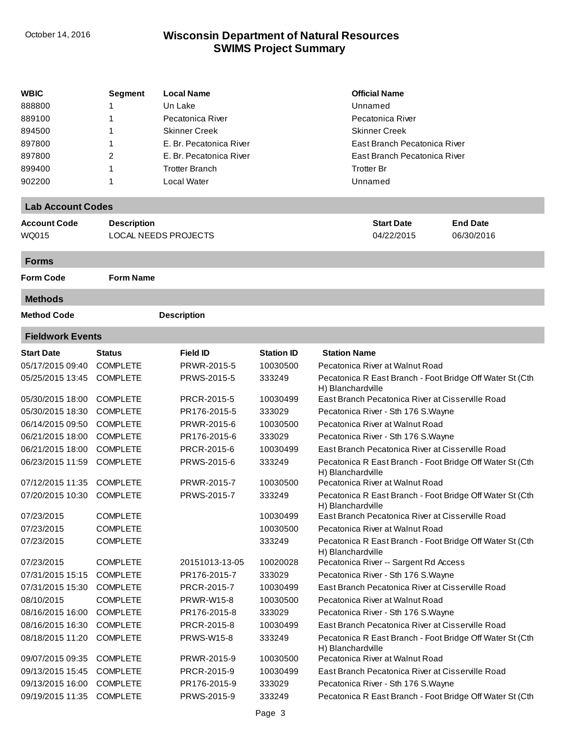| WBIC | Segment | Local Name | Official Name |
|---|---|---|---|
| 888800 | 1 | Un Lake | Unnamed |
| 889100 | 1 | Pecatonica River | Pecatonica River |
| 894500 | 1 | Skinner Creek | Skinner Creek |
| 897800 | 1 | E. Br. Pecatonica River | East Branch Pecatonica River |
| 897800 | 2 | E. Br. Pecatonica River | East Branch Pecatonica River |
| 899400 | 1 | Trotter Branch | Trotter Br |
| 902200 | 1 | Local Water | Unnamed |

## Lab Account Codes

| Account Code | Description | Start Date | End Date |
|---|---|---|---|
| WQ015 | LOCAL NEEDS PROJECTS | 04/22/2015 | 06/30/2016 |

## Forms

| Form Code | Form Name |
|---|---|

## Methods

| Method Code | Description |
|---|---|

## Fieldwork Events

| Start Date | Status | Field ID | Station ID | Station Name |
|---|---|---|---|---|
| 05/17/2015 09:40 | COMPLETE | PRWR-2015-5 | 10030500 | Pecatonica River at Walnut Road |
| 05/25/2015 13:45 | COMPLETE | PRWS-2015-5 | 333249 | Pecatonica R East Branch - Foot Bridge Off Water St (Cth H) Blanchardville |
| 05/30/2015 18:00 | COMPLETE | PRCR-2015-5 | 10030499 | East Branch Pecatonica River at Cisserville Road |
| 05/30/2015 18:30 | COMPLETE | PR176-2015-5 | 333029 | Pecatonica River - Sth 176 S.Wayne |
| 06/14/2015 09:50 | COMPLETE | PRWR-2015-6 | 10030500 | Pecatonica River at Walnut Road |
| 06/21/2015 18:00 | COMPLETE | PR176-2015-6 | 333029 | Pecatonica River - Sth 176 S.Wayne |
| 06/21/2015 18:00 | COMPLETE | PRCR-2015-6 | 10030499 | East Branch Pecatonica River at Cisserville Road |
| 06/23/2015 11:59 | COMPLETE | PRWS-2015-6 | 333249 | Pecatonica R East Branch - Foot Bridge Off Water St (Cth H) Blanchardville |
| 07/12/2015 11:35 | COMPLETE | PRWR-2015-7 | 10030500 | Pecatonica River at Walnut Road |
| 07/20/2015 10:30 | COMPLETE | PRWS-2015-7 | 333249 | Pecatonica R East Branch - Foot Bridge Off Water St (Cth H) Blanchardville |
| 07/23/2015 | COMPLETE | | 10030499 | East Branch Pecatonica River at Cisserville Road |
| 07/23/2015 | COMPLETE | | 10030500 | Pecatonica River at Walnut Road |
| 07/23/2015 | COMPLETE | | 333249 | Pecatonica R East Branch - Foot Bridge Off Water St (Cth H) Blanchardville |
| 07/23/2015 | COMPLETE | 20151013-13-05 | 10020028 | Pecatonica River -- Sargent Rd Access |
| 07/31/2015 15:15 | COMPLETE | PR176-2015-7 | 333029 | Pecatonica River - Sth 176 S.Wayne |
| 07/31/2015 15:30 | COMPLETE | PRCR-2015-7 | 10030499 | East Branch Pecatonica River at Cisserville Road |
| 08/10/2015 | COMPLETE | PRWR-W15-8 | 10030500 | Pecatonica River at Walnut Road |
| 08/16/2015 16:00 | COMPLETE | PR176-2015-8 | 333029 | Pecatonica River - Sth 176 S.Wayne |
| 08/16/2015 16:30 | COMPLETE | PRCR-2015-8 | 10030499 | East Branch Pecatonica River at Cisserville Road |
| 08/18/2015 11:20 | COMPLETE | PRWS-W15-8 | 333249 | Pecatonica R East Branch - Foot Bridge Off Water St (Cth H) Blanchardville |
| 09/07/2015 09:35 | COMPLETE | PRWR-2015-9 | 10030500 | Pecatonica River at Walnut Road |
| 09/13/2015 15:45 | COMPLETE | PRCR-2015-9 | 10030499 | East Branch Pecatonica River at Cisserville Road |
| 09/13/2015 16:00 | COMPLETE | PR176-2015-9 | 333029 | Pecatonica River - Sth 176 S.Wayne |
| 09/19/2015 11:35 | COMPLETE | PRWS-2015-9 | 333249 | Pecatonica R East Branch - Foot Bridge Off Water St (Cth |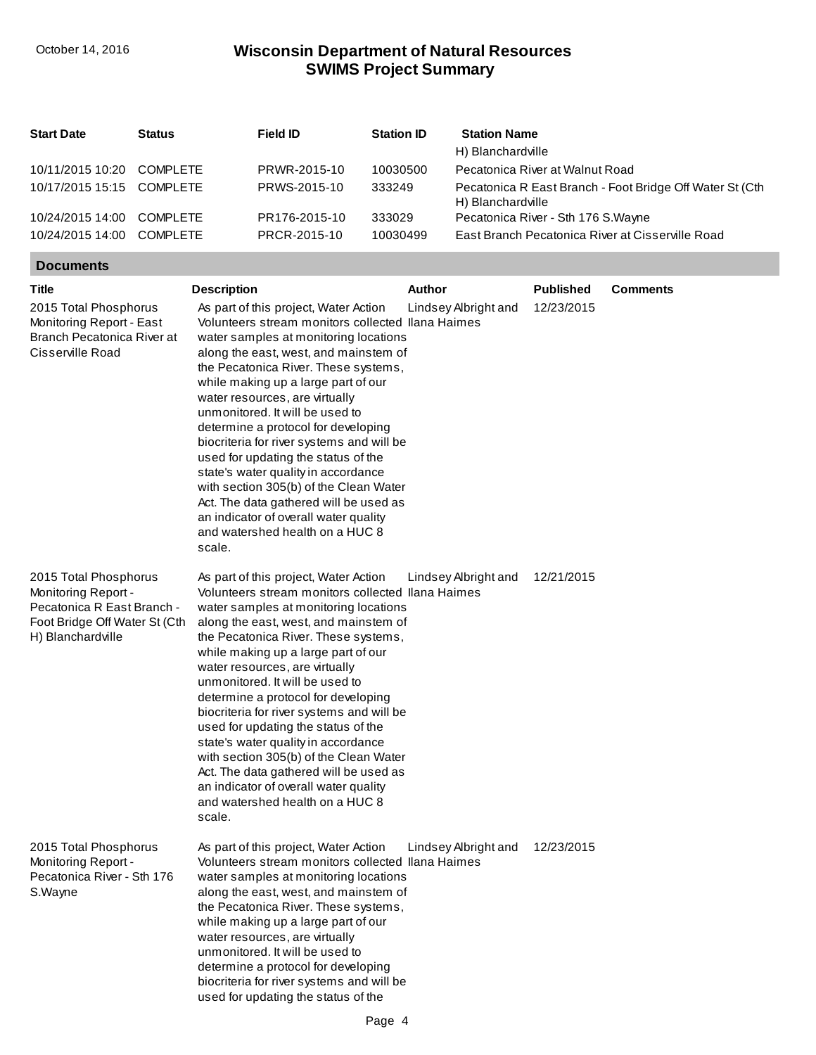| Start Date | Status | Field ID | Station ID | Station Name |
|---|---|---|---|---|
| | | | | H) Blanchardville |
| 10/11/2015 10:20 | COMPLETE | PRWR-2015-10 | 10030500 | Pecatonica River at Walnut Road |
| 10/17/2015 15:15 | COMPLETE | PRWS-2015-10 | 333249 | Pecatonica R East Branch - Foot Bridge Off Water St (Cth H) Blanchardville |
| 10/24/2015 14:00 | COMPLETE | PR176-2015-10 | 333029 | Pecatonica River - Sth 176 S.Wayne |
| 10/24/2015 14:00 | COMPLETE | PRCR-2015-10 | 10030499 | East Branch Pecatonica River at Cisserville Road |

## Documents

| Title | Description | Author | Published | Comments |
|---|---|---|---|---|
| 2015 Total Phosphorus Monitoring Report - East Branch Pecatonica River at Cisserville Road | As part of this project, Water Action Volunteers stream monitors collected water samples at monitoring locations along the east, west, and mainstem of the Pecatonica River. These systems, while making up a large part of our water resources, are virtually unmonitored. It will be used to determine a protocol for developing biocriteria for river systems and will be used for updating the status of the state's water quality in accordance with section 305(b) of the Clean Water Act. The data gathered will be used as an indicator of overall water quality and watershed health on a HUC 8 scale. | Lindsey Albright and Ilana Haimes | 12/23/2015 | |
| 2015 Total Phosphorus Monitoring Report - Pecatonica R East Branch - Foot Bridge Off Water St (Cth H) Blanchardville | As part of this project, Water Action Volunteers stream monitors collected water samples at monitoring locations along the east, west, and mainstem of the Pecatonica River. These systems, while making up a large part of our water resources, are virtually unmonitored. It will be used to determine a protocol for developing biocriteria for river systems and will be used for updating the status of the state's water quality in accordance with section 305(b) of the Clean Water Act. The data gathered will be used as an indicator of overall water quality and watershed health on a HUC 8 scale. | Lindsey Albright and Ilana Haimes | 12/21/2015 | |
| 2015 Total Phosphorus Monitoring Report - Pecatonica River - Sth 176 S.Wayne | As part of this project, Water Action Volunteers stream monitors collected water samples at monitoring locations along the east, west, and mainstem of the Pecatonica River. These systems, while making up a large part of our water resources, are virtually unmonitored. It will be used to determine a protocol for developing biocriteria for river systems and will be used for updating the status of the | Lindsey Albright and Ilana Haimes | 12/23/2015 | |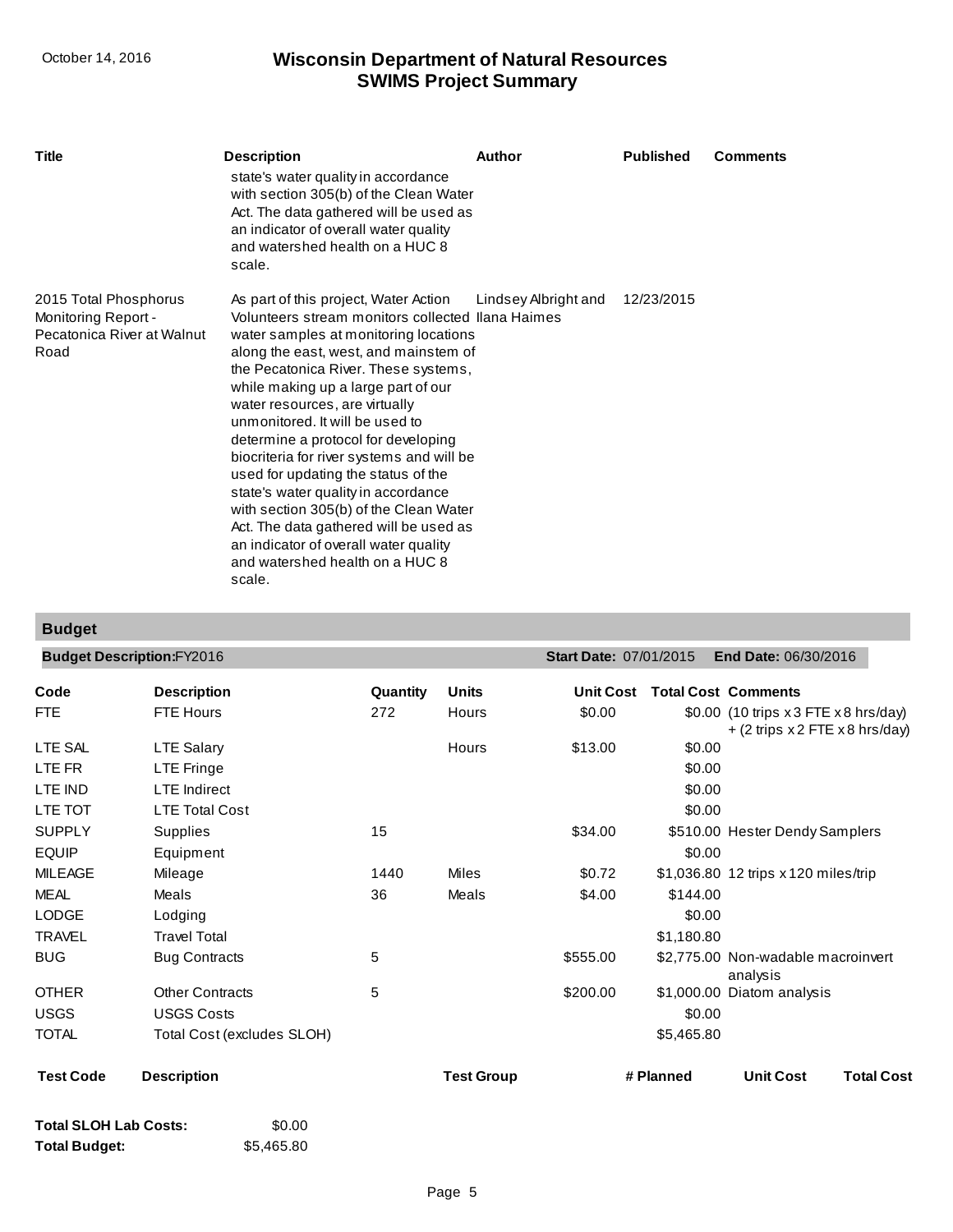| Title | Description | Author | Published | Comments |
|---|---|---|---|---|
| | state's water quality in accordance with section 305(b) of the Clean Water Act. The data gathered will be used as an indicator of overall water quality and watershed health on a HUC 8 scale. | | | |
| 2015 Total Phosphorus Monitoring Report - Pecatonica River at Walnut Road | As part of this project, Water Action Volunteers stream monitors collected water samples at monitoring locations along the east, west, and mainstem of the Pecatonica River. These systems, while making up a large part of our water resources, are virtually unmonitored. It will be used to determine a protocol for developing biocriteria for river systems and will be used for updating the status of the state's water quality in accordance with section 305(b) of the Clean Water Act. The data gathered will be used as an indicator of overall water quality and watershed health on a HUC 8 scale. | Lindsey Albright and Ilana Haimes | 12/23/2015 | |

## Budget

**Budget Description:** FY2016 **Start Date:** 07/01/2015 **End Date:** 06/30/2016

| Code | Description | Quantity | Units | Unit Cost | Total Cost | Comments |
|---|---|---|---|---|---|---|
| FTE | FTE Hours | 272 | Hours | $0.00 | $0.00 | (10 trips x 3 FTE x 8 hrs/day) + (2 trips x 2 FTE x 8 hrs/day) |
| LTE SAL | LTE Salary | | Hours | $13.00 | $0.00 | |
| LTE FR | LTE Fringe | | | | $0.00 | |
| LTE IND | LTE Indirect | | | | $0.00 | |
| LTE TOT | LTE Total Cost | | | | $0.00 | |
| SUPPLY | Supplies | 15 | | $34.00 | $510.00 | Hester Dendy Samplers |
| EQUIP | Equipment | | | | $0.00 | |
| MILEAGE | Mileage | 1440 | Miles | $0.72 | $1,036.80 | 12 trips x 120 miles/trip |
| MEAL | Meals | 36 | Meals | $4.00 | $144.00 | |
| LODGE | Lodging | | | | $0.00 | |
| TRAVEL | Travel Total | | | | $1,180.80 | |
| BUG | Bug Contracts | 5 | | $555.00 | $2,775.00 | Non-wadable macroinvert analysis |
| OTHER | Other Contracts | 5 | | $200.00 | $1,000.00 | Diatom analysis |
| USGS | USGS Costs | | | | $0.00 | |
| TOTAL | Total Cost (excludes SLOH) | | | | $5,465.80 | |

| Test Code | Description | Test Group | # Planned | Unit Cost | Total Cost |
|---|---|---|---|---|---|

**Total SLOH Lab Costs:** $0.00

**Total Budget:** $5,465.80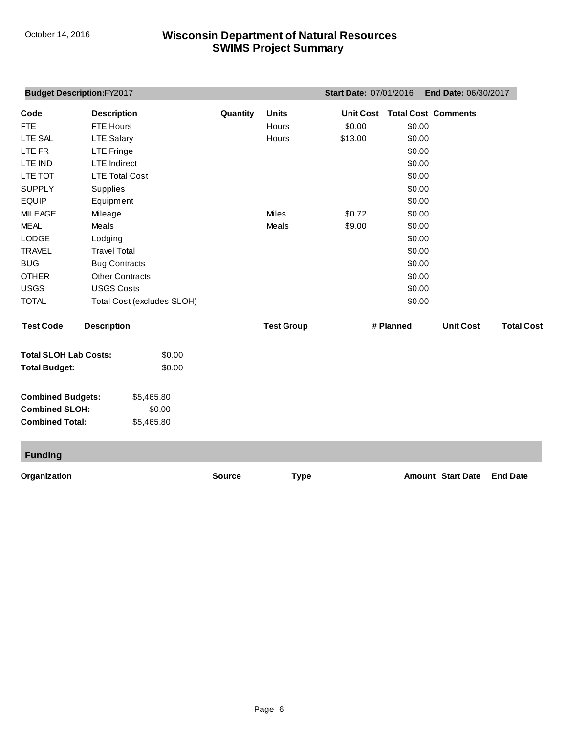| **Budget Description:** FY2017 | | | **Start Date:** 07/01/2016 | **End Date:** 06/30/2017 |
|---|---|---|---|---|

| Code | Description | Quantity | Units | Unit Cost | Total Cost | Comments |
|---|---|---|---|---|---|---|
| FTE | FTE Hours | | Hours | $0.00 | $0.00 | |
| LTE SAL | LTE Salary | | Hours | $13.00 | $0.00 | |
| LTE FR | LTE Fringe | | | | $0.00 | |
| LTE IND | LTE Indirect | | | | $0.00 | |
| LTE TOT | LTE Total Cost | | | | $0.00 | |
| SUPPLY | Supplies | | | | $0.00 | |
| EQUIP | Equipment | | | | $0.00 | |
| MILEAGE | Mileage | | Miles | $0.72 | $0.00 | |
| MEAL | Meals | | Meals | $9.00 | $0.00 | |
| LODGE | Lodging | | | | $0.00 | |
| TRAVEL | Travel Total | | | | $0.00 | |
| BUG | Bug Contracts | | | | $0.00 | |
| OTHER | Other Contracts | | | | $0.00 | |
| USGS | USGS Costs | | | | $0.00 | |
| TOTAL | Total Cost (excludes SLOH) | | | | $0.00 | |

| Test Code | Description | Test Group | # Planned | Unit Cost | Total Cost |
|---|---|---|---|---|---|

**Total SLOH Lab Costs:** $0.00
**Total Budget:** $0.00

**Combined Budgets:** $5,465.80
**Combined SLOH:** $0.00
**Combined Total:** $5,465.80

## Funding

| Organization | Source | Type | Amount | Start Date | End Date |
|---|---|---|---|---|---|